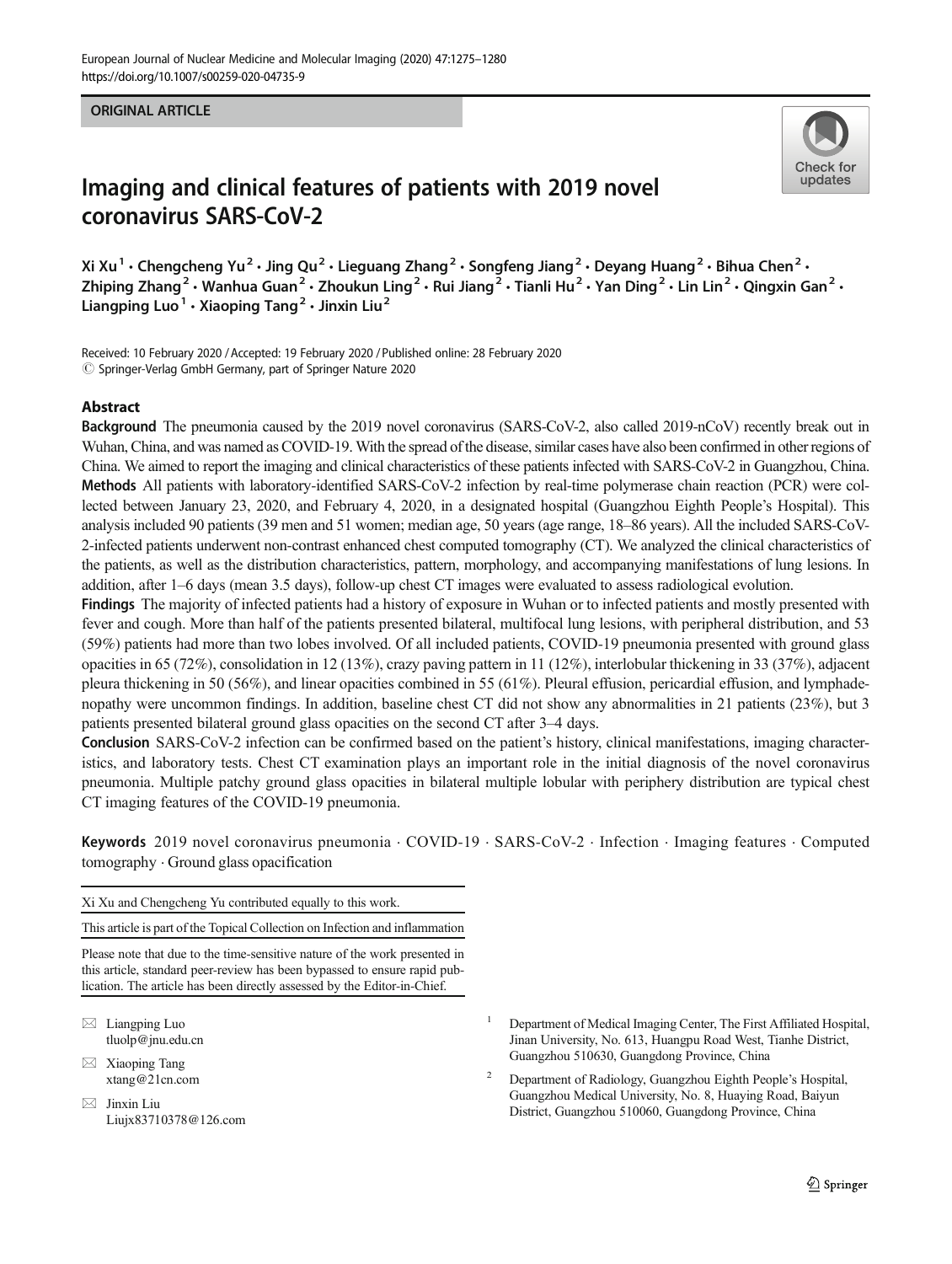ORIGINAL ARTICLE

# Imaging and clinical features of patients with 2019 novel coronavirus SARS-CoV-2

Xi Xu[1] · Chengcheng Yu[2] · Jing Qu[2] · Lieguang Zhang[2] · Songfeng Jiang[2] · Deyang Huang[2] · Bihua Chen[2] · Zhiping Zhang[2] · Wanhua Guan[2] · Zhoukun Ling[2] · Rui Jiang[2] · Tianli Hu[2] · Yan Ding[2] · Lin Lin[2] · Qingxin Gan[2] · Liangping Luo[1] · Xiaoping Tang[2] · Jinxin Liu[2]

Received: 10 February 2020 / Accepted: 19 February 2020 / Published online: 28 February 2020
© Springer-Verlag GmbH Germany, part of Springer Nature 2020

## Abstract

**Background** The pneumonia caused by the 2019 novel coronavirus (SARS-CoV-2, also called 2019-nCoV) recently break out in Wuhan, China, and was named as COVID-19. With the spread of the disease, similar cases have also been confirmed in other regions of China. We aimed to report the imaging and clinical characteristics of these patients infected with SARS-CoV-2 in Guangzhou, China.

**Methods** All patients with laboratory-identified SARS-CoV-2 infection by real-time polymerase chain reaction (PCR) were collected between January 23, 2020, and February 4, 2020, in a designated hospital (Guangzhou Eighth People's Hospital). This analysis included 90 patients (39 men and 51 women; median age, 50 years (age range, 18–86 years). All the included SARS-CoV-2-infected patients underwent non-contrast enhanced chest computed tomography (CT). We analyzed the clinical characteristics of the patients, as well as the distribution characteristics, pattern, morphology, and accompanying manifestations of lung lesions. In addition, after 1–6 days (mean 3.5 days), follow-up chest CT images were evaluated to assess radiological evolution.

**Findings** The majority of infected patients had a history of exposure in Wuhan or to infected patients and mostly presented with fever and cough. More than half of the patients presented bilateral, multifocal lung lesions, with peripheral distribution, and 53 (59%) patients had more than two lobes involved. Of all included patients, COVID-19 pneumonia presented with ground glass opacities in 65 (72%), consolidation in 12 (13%), crazy paving pattern in 11 (12%), interlobular thickening in 33 (37%), adjacent pleura thickening in 50 (56%), and linear opacities combined in 55 (61%). Pleural effusion, pericardial effusion, and lymphadenopathy were uncommon findings. In addition, baseline chest CT did not show any abnormalities in 21 patients (23%), but 3 patients presented bilateral ground glass opacities on the second CT after 3–4 days.

**Conclusion** SARS-CoV-2 infection can be confirmed based on the patient's history, clinical manifestations, imaging characteristics, and laboratory tests. Chest CT examination plays an important role in the initial diagnosis of the novel coronavirus pneumonia. Multiple patchy ground glass opacities in bilateral multiple lobular with periphery distribution are typical chest CT imaging features of the COVID-19 pneumonia.

**Keywords** 2019 novel coronavirus pneumonia · COVID-19 · SARS-CoV-2 · Infection · Imaging features · Computed tomography · Ground glass opacification

---

Xi Xu and Chengcheng Yu contributed equally to this work.

This article is part of the Topical Collection on Infection and inflammation

Please note that due to the time-sensitive nature of the work presented in this article, standard peer-review has been bypassed to ensure rapid publication. The article has been directly assessed by the Editor-in-Chief.

✉ Liangping Luo
tluolp@jnu.edu.cn

✉ Xiaoping Tang
xtang@21cn.com

✉ Jinxin Liu
Liujx83710378@126.com

[1] Department of Medical Imaging Center, The First Affiliated Hospital, Jinan University, No. 613, Huangpu Road West, Tianhe District, Guangzhou 510630, Guangdong Province, China

[2] Department of Radiology, Guangzhou Eighth People's Hospital, Guangzhou Medical University, No. 8, Huaying Road, Baiyun District, Guangzhou 510060, Guangdong Province, China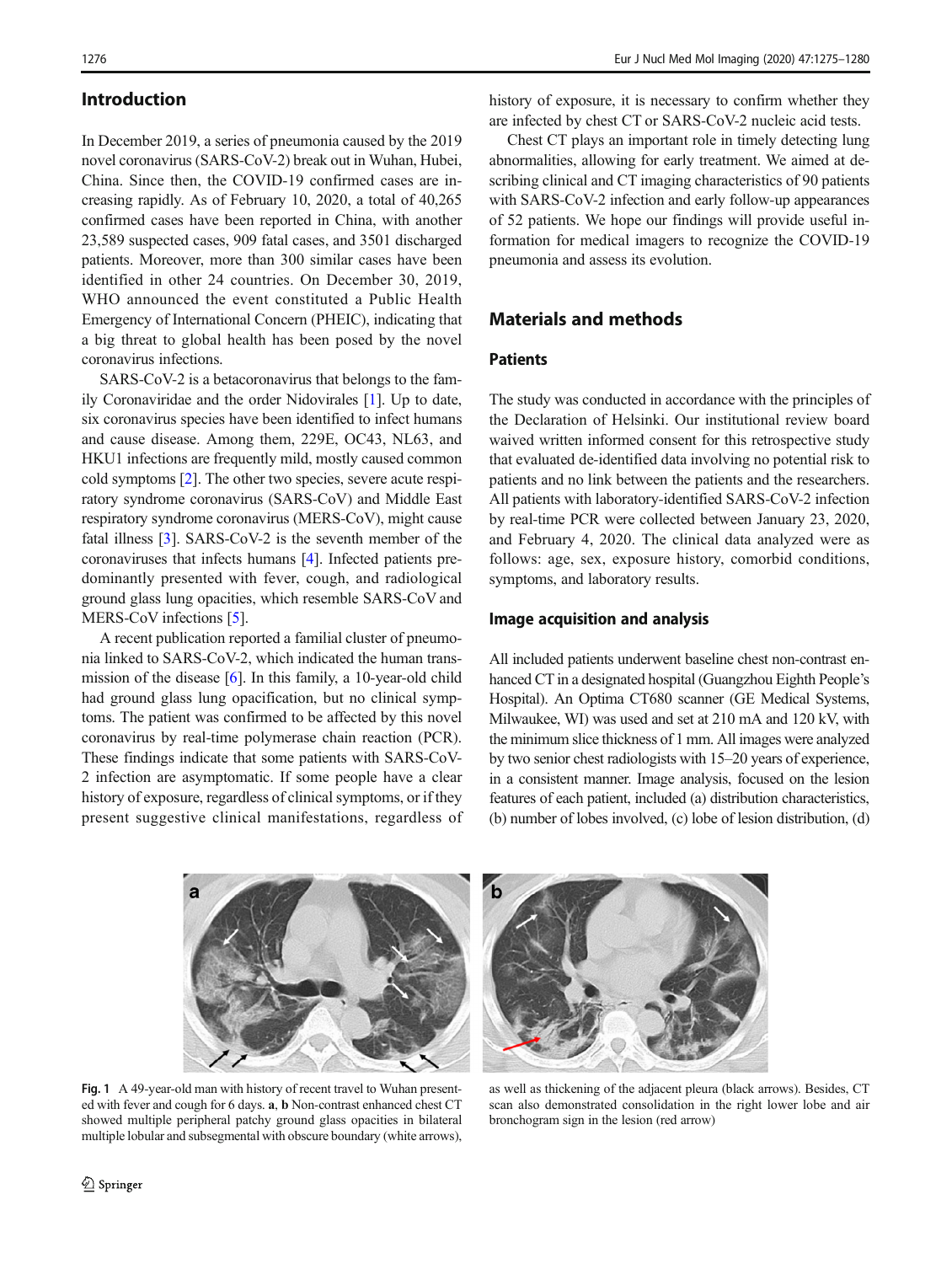## Introduction

In December 2019, a series of pneumonia caused by the 2019 novel coronavirus (SARS-CoV-2) break out in Wuhan, Hubei, China. Since then, the COVID-19 confirmed cases are increasing rapidly. As of February 10, 2020, a total of 40,265 confirmed cases have been reported in China, with another 23,589 suspected cases, 909 fatal cases, and 3501 discharged patients. Moreover, more than 300 similar cases have been identified in other 24 countries. On December 30, 2019, WHO announced the event constituted a Public Health Emergency of International Concern (PHEIC), indicating that a big threat to global health has been posed by the novel coronavirus infections.

SARS-CoV-2 is a betacoronavirus that belongs to the family Coronaviridae and the order Nidovirales [1]. Up to date, six coronavirus species have been identified to infect humans and cause disease. Among them, 229E, OC43, NL63, and HKU1 infections are frequently mild, mostly caused common cold symptoms [2]. The other two species, severe acute respiratory syndrome coronavirus (SARS-CoV) and Middle East respiratory syndrome coronavirus (MERS-CoV), might cause fatal illness [3]. SARS-CoV-2 is the seventh member of the coronaviruses that infects humans [4]. Infected patients predominantly presented with fever, cough, and radiological ground glass lung opacities, which resemble SARS-CoV and MERS-CoV infections [5].

A recent publication reported a familial cluster of pneumonia linked to SARS-CoV-2, which indicated the human transmission of the disease [6]. In this family, a 10-year-old child had ground glass lung opacification, but no clinical symptoms. The patient was confirmed to be affected by this novel coronavirus by real-time polymerase chain reaction (PCR). These findings indicate that some patients with SARS-CoV-2 infection are asymptomatic. If some people have a clear history of exposure, regardless of clinical symptoms, or if they present suggestive clinical manifestations, regardless of history of exposure, it is necessary to confirm whether they are infected by chest CT or SARS-CoV-2 nucleic acid tests.

Chest CT plays an important role in timely detecting lung abnormalities, allowing for early treatment. We aimed at describing clinical and CT imaging characteristics of 90 patients with SARS-CoV-2 infection and early follow-up appearances of 52 patients. We hope our findings will provide useful information for medical imagers to recognize the COVID-19 pneumonia and assess its evolution.

## Materials and methods

### Patients

The study was conducted in accordance with the principles of the Declaration of Helsinki. Our institutional review board waived written informed consent for this retrospective study that evaluated de-identified data involving no potential risk to patients and no link between the patients and the researchers. All patients with laboratory-identified SARS-CoV-2 infection by real-time PCR were collected between January 23, 2020, and February 4, 2020. The clinical data analyzed were as follows: age, sex, exposure history, comorbid conditions, symptoms, and laboratory results.

### Image acquisition and analysis

All included patients underwent baseline chest non-contrast enhanced CT in a designated hospital (Guangzhou Eighth People's Hospital). An Optima CT680 scanner (GE Medical Systems, Milwaukee, WI) was used and set at 210 mA and 120 kV, with the minimum slice thickness of 1 mm. All images were analyzed by two senior chest radiologists with 15–20 years of experience, in a consistent manner. Image analysis, focused on the lesion features of each patient, included (a) distribution characteristics, (b) number of lobes involved, (c) lobe of lesion distribution, (d)

**Fig. 1** A 49-year-old man with history of recent travel to Wuhan presented with fever and cough for 6 days. **a**, **b** Non-contrast enhanced chest CT showed multiple peripheral patchy ground glass opacities in bilateral multiple lobular and subsegmental with obscure boundary (white arrows), as well as thickening of the adjacent pleura (black arrows). Besides, CT scan also demonstrated consolidation in the right lower lobe and air bronchogram sign in the lesion (red arrow)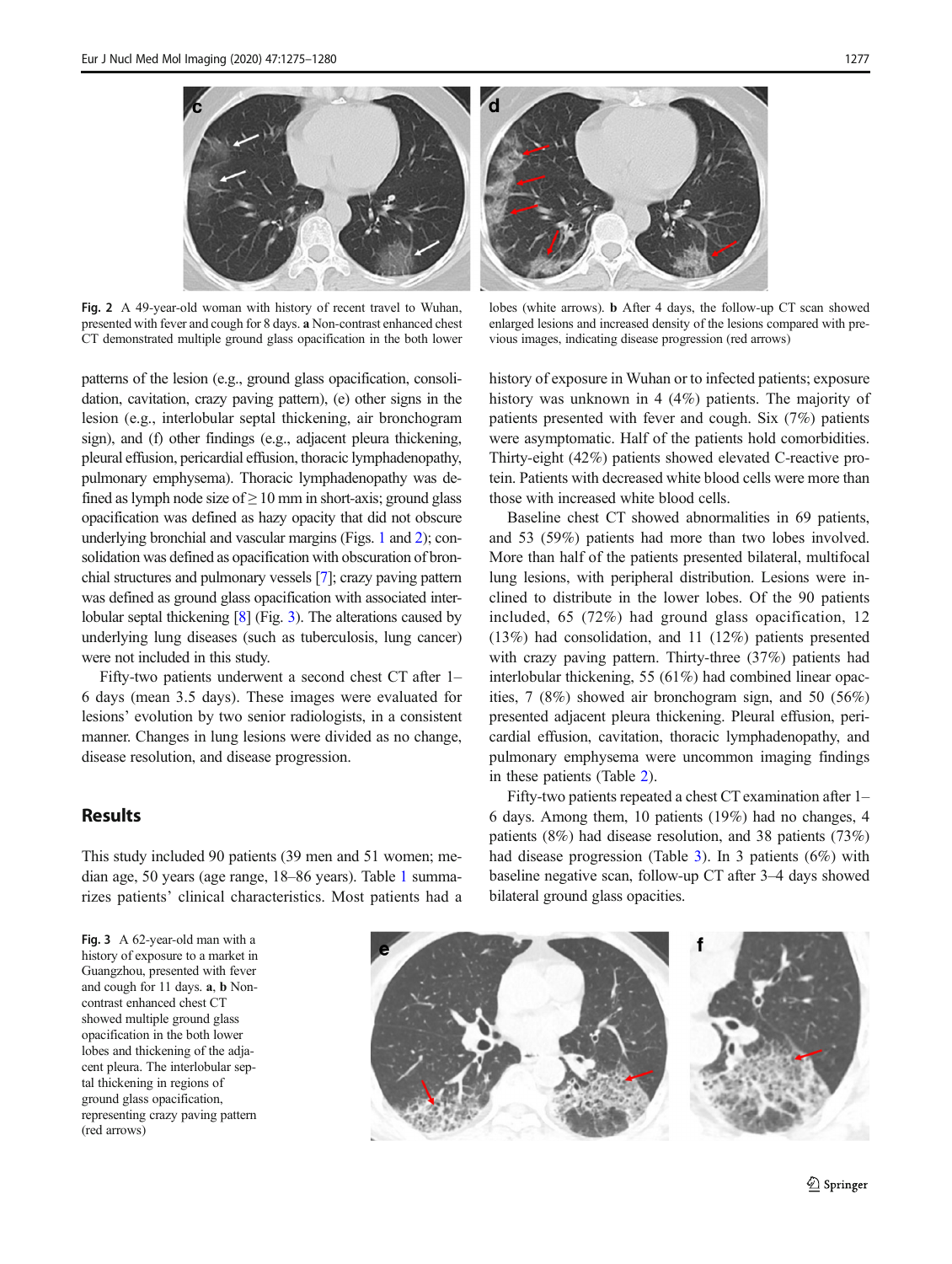Fig. 2 A 49-year-old woman with history of recent travel to Wuhan, presented with fever and cough for 8 days. **a** Non-contrast enhanced chest CT demonstrated multiple ground glass opacification in the both lower lobes (white arrows). **b** After 4 days, the follow-up CT scan showed enlarged lesions and increased density of the lesions compared with previous images, indicating disease progression (red arrows)

patterns of the lesion (e.g., ground glass opacification, consolidation, cavitation, crazy paving pattern), (e) other signs in the lesion (e.g., interlobular septal thickening, air bronchogram sign), and (f) other findings (e.g., adjacent pleura thickening, pleural effusion, pericardial effusion, thoracic lymphadenopathy, pulmonary emphysema). Thoracic lymphadenopathy was defined as lymph node size of ≥ 10 mm in short-axis; ground glass opacification was defined as hazy opacity that did not obscure underlying bronchial and vascular margins (Figs. 1 and 2); consolidation was defined as opacification with obscuration of bronchial structures and pulmonary vessels [7]; crazy paving pattern was defined as ground glass opacification with associated interlobular septal thickening [8] (Fig. 3). The alterations caused by underlying lung diseases (such as tuberculosis, lung cancer) were not included in this study.

Fifty-two patients underwent a second chest CT after 1–6 days (mean 3.5 days). These images were evaluated for lesions' evolution by two senior radiologists, in a consistent manner. Changes in lung lesions were divided as no change, disease resolution, and disease progression.

## Results

This study included 90 patients (39 men and 51 women; median age, 50 years (age range, 18–86 years). Table 1 summarizes patients' clinical characteristics. Most patients had a history of exposure in Wuhan or to infected patients; exposure history was unknown in 4 (4%) patients. The majority of patients presented with fever and cough. Six (7%) patients were asymptomatic. Half of the patients hold comorbidities. Thirty-eight (42%) patients showed elevated C-reactive protein. Patients with decreased white blood cells were more than those with increased white blood cells.

Baseline chest CT showed abnormalities in 69 patients, and 53 (59%) patients had more than two lobes involved. More than half of the patients presented bilateral, multifocal lung lesions, with peripheral distribution. Lesions were inclined to distribute in the lower lobes. Of the 90 patients included, 65 (72%) had ground glass opacification, 12 (13%) had consolidation, and 11 (12%) patients presented with crazy paving pattern. Thirty-three (37%) patients had interlobular thickening, 55 (61%) had combined linear opacities, 7 (8%) showed air bronchogram sign, and 50 (56%) presented adjacent pleura thickening. Pleural effusion, pericardial effusion, cavitation, thoracic lymphadenopathy, and pulmonary emphysema were uncommon imaging findings in these patients (Table 2).

Fifty-two patients repeated a chest CT examination after 1–6 days. Among them, 10 patients (19%) had no changes, 4 patients (8%) had disease resolution, and 38 patients (73%) had disease progression (Table 3). In 3 patients (6%) with baseline negative scan, follow-up CT after 3–4 days showed bilateral ground glass opacities.

Fig. 3 A 62-year-old man with a history of exposure to a market in Guangzhou, presented with fever and cough for 11 days. **a**, **b** Non-contrast enhanced chest CT showed multiple ground glass opacification in the both lower lobes and thickening of the adjacent pleura. The interlobular septal thickening in regions of ground glass opacification, representing crazy paving pattern (red arrows)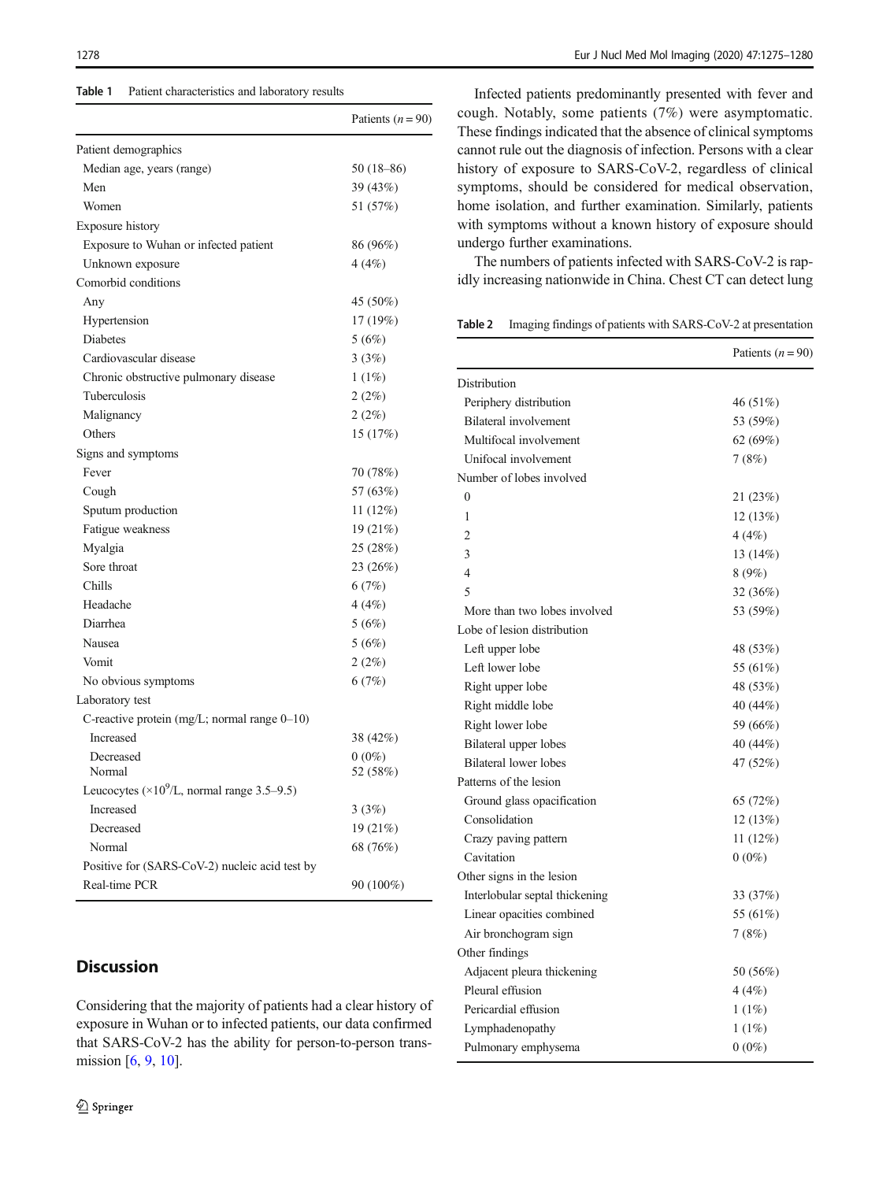**Table 1** Patient characteristics and laboratory results

| | Patients ($n = 90$) |
|---|---|
| Patient demographics | |
| Median age, years (range) | 50 (18–86) |
| Men | 39 (43%) |
| Women | 51 (57%) |
| Exposure history | |
| Exposure to Wuhan or infected patient | 86 (96%) |
| Unknown exposure | 4 (4%) |
| Comorbid conditions | |
| Any | 45 (50%) |
| Hypertension | 17 (19%) |
| Diabetes | 5 (6%) |
| Cardiovascular disease | 3 (3%) |
| Chronic obstructive pulmonary disease | 1 (1%) |
| Tuberculosis | 2 (2%) |
| Malignancy | 2 (2%) |
| Others | 15 (17%) |
| Signs and symptoms | |
| Fever | 70 (78%) |
| Cough | 57 (63%) |
| Sputum production | 11 (12%) |
| Fatigue weakness | 19 (21%) |
| Myalgia | 25 (28%) |
| Sore throat | 23 (26%) |
| Chills | 6 (7%) |
| Headache | 4 (4%) |
| Diarrhea | 5 (6%) |
| Nausea | 5 (6%) |
| Vomit | 2 (2%) |
| No obvious symptoms | 6 (7%) |
| Laboratory test | |
| C-reactive protein (mg/L; normal range 0–10) | |
| Increased | 38 (42%) |
| Decreased | 0 (0%) |
| Normal | 52 (58%) |
| Leucocytes ($\times 10^9$/L, normal range 3.5–9.5) | |
| Increased | 3 (3%) |
| Decreased | 19 (21%) |
| Normal | 68 (76%) |
| Positive for (SARS-CoV-2) nucleic acid test by Real-time PCR | 90 (100%) |

## Discussion

Considering that the majority of patients had a clear history of exposure in Wuhan or to infected patients, our data confirmed that SARS-CoV-2 has the ability for person-to-person transmission [6, 9, 10].

Infected patients predominantly presented with fever and cough. Notably, some patients (7%) were asymptomatic. These findings indicated that the absence of clinical symptoms cannot rule out the diagnosis of infection. Persons with a clear history of exposure to SARS-CoV-2, regardless of clinical symptoms, should be considered for medical observation, home isolation, and further examination. Similarly, patients with symptoms without a known history of exposure should undergo further examinations.

The numbers of patients infected with SARS-CoV-2 is rapidly increasing nationwide in China. Chest CT can detect lung

**Table 2** Imaging findings of patients with SARS-CoV-2 at presentation

| | Patients ($n = 90$) |
|---|---|
| Distribution | |
| Periphery distribution | 46 (51%) |
| Bilateral involvement | 53 (59%) |
| Multifocal involvement | 62 (69%) |
| Unifocal involvement | 7 (8%) |
| Number of lobes involved | |
| 0 | 21 (23%) |
| 1 | 12 (13%) |
| 2 | 4 (4%) |
| 3 | 13 (14%) |
| 4 | 8 (9%) |
| 5 | 32 (36%) |
| More than two lobes involved | 53 (59%) |
| Lobe of lesion distribution | |
| Left upper lobe | 48 (53%) |
| Left lower lobe | 55 (61%) |
| Right upper lobe | 48 (53%) |
| Right middle lobe | 40 (44%) |
| Right lower lobe | 59 (66%) |
| Bilateral upper lobes | 40 (44%) |
| Bilateral lower lobes | 47 (52%) |
| Patterns of the lesion | |
| Ground glass opacification | 65 (72%) |
| Consolidation | 12 (13%) |
| Crazy paving pattern | 11 (12%) |
| Cavitation | 0 (0%) |
| Other signs in the lesion | |
| Interlobular septal thickening | 33 (37%) |
| Linear opacities combined | 55 (61%) |
| Air bronchogram sign | 7 (8%) |
| Other findings | |
| Adjacent pleura thickening | 50 (56%) |
| Pleural effusion | 4 (4%) |
| Pericardial effusion | 1 (1%) |
| Lymphadenopathy | 1 (1%) |
| Pulmonary emphysema | 0 (0%) |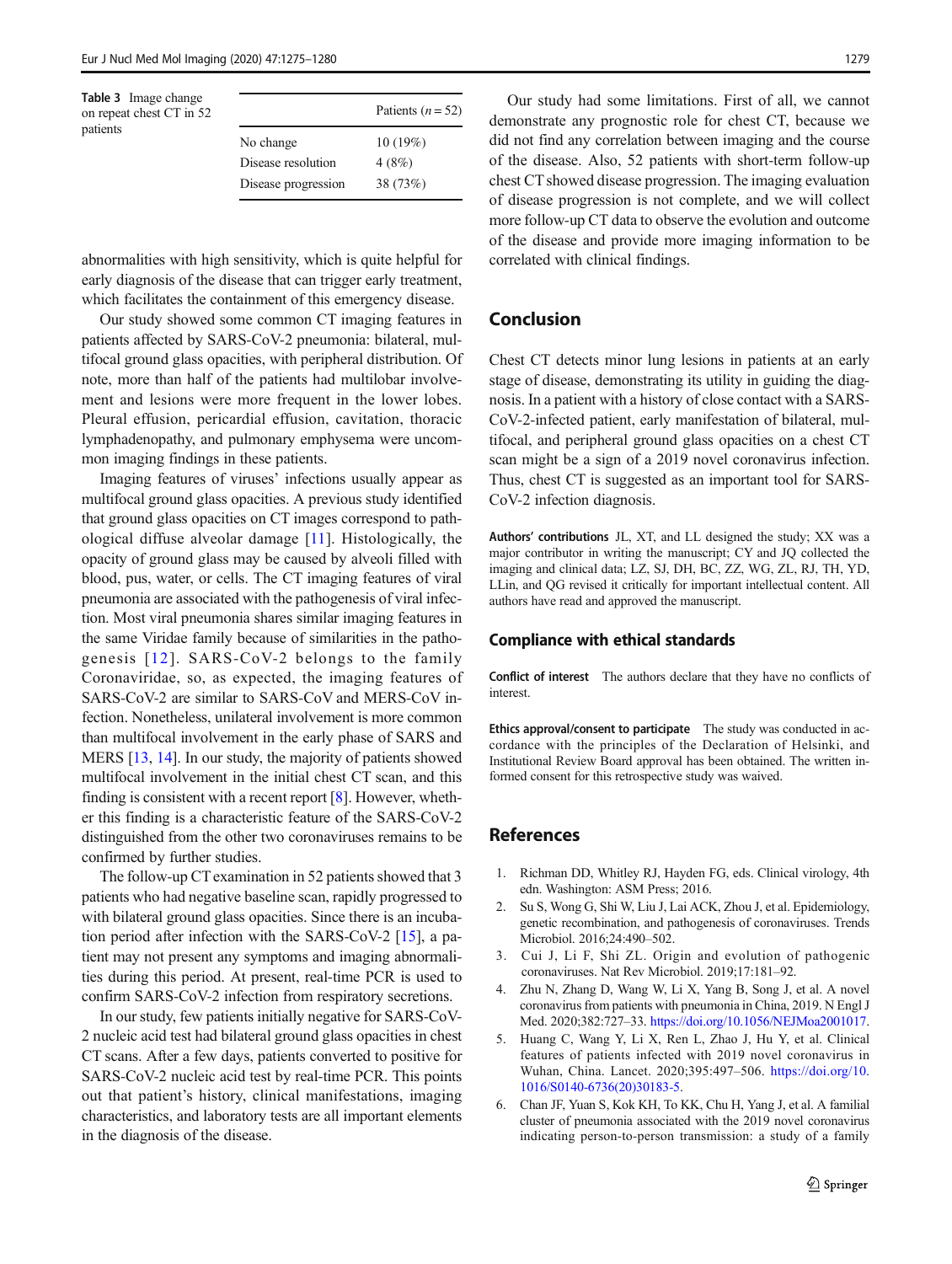**Table 3** Image change on repeat chest CT in 52 patients

| | Patients (*n* = 52) |
|---|---|
| No change | 10 (19%) |
| Disease resolution | 4 (8%) |
| Disease progression | 38 (73%) |

abnormalities with high sensitivity, which is quite helpful for early diagnosis of the disease that can trigger early treatment, which facilitates the containment of this emergency disease.

Our study showed some common CT imaging features in patients affected by SARS-CoV-2 pneumonia: bilateral, multifocal ground glass opacities, with peripheral distribution. Of note, more than half of the patients had multilobar involvement and lesions were more frequent in the lower lobes. Pleural effusion, pericardial effusion, cavitation, thoracic lymphadenopathy, and pulmonary emphysema were uncommon imaging findings in these patients.

Imaging features of viruses' infections usually appear as multifocal ground glass opacities. A previous study identified that ground glass opacities on CT images correspond to pathological diffuse alveolar damage [11]. Histologically, the opacity of ground glass may be caused by alveoli filled with blood, pus, water, or cells. The CT imaging features of viral pneumonia are associated with the pathogenesis of viral infection. Most viral pneumonia shares similar imaging features in the same Viridae family because of similarities in the pathogenesis [12]. SARS-CoV-2 belongs to the family Coronaviridae, so, as expected, the imaging features of SARS-CoV-2 are similar to SARS-CoV and MERS-CoV infection. Nonetheless, unilateral involvement is more common than multifocal involvement in the early phase of SARS and MERS [13, 14]. In our study, the majority of patients showed multifocal involvement in the initial chest CT scan, and this finding is consistent with a recent report [8]. However, whether this finding is a characteristic feature of the SARS-CoV-2 distinguished from the other two coronaviruses remains to be confirmed by further studies.

The follow-up CT examination in 52 patients showed that 3 patients who had negative baseline scan, rapidly progressed to with bilateral ground glass opacities. Since there is an incubation period after infection with the SARS-CoV-2 [15], a patient may not present any symptoms and imaging abnormalities during this period. At present, real-time PCR is used to confirm SARS-CoV-2 infection from respiratory secretions.

In our study, few patients initially negative for SARS-CoV-2 nucleic acid test had bilateral ground glass opacities in chest CT scans. After a few days, patients converted to positive for SARS-CoV-2 nucleic acid test by real-time PCR. This points out that patient's history, clinical manifestations, imaging characteristics, and laboratory tests are all important elements in the diagnosis of the disease.

Our study had some limitations. First of all, we cannot demonstrate any prognostic role for chest CT, because we did not find any correlation between imaging and the course of the disease. Also, 52 patients with short-term follow-up chest CT showed disease progression. The imaging evaluation of disease progression is not complete, and we will collect more follow-up CT data to observe the evolution and outcome of the disease and provide more imaging information to be correlated with clinical findings.

## Conclusion

Chest CT detects minor lung lesions in patients at an early stage of disease, demonstrating its utility in guiding the diagnosis. In a patient with a history of close contact with a SARS-CoV-2-infected patient, early manifestation of bilateral, multifocal, and peripheral ground glass opacities on a chest CT scan might be a sign of a 2019 novel coronavirus infection. Thus, chest CT is suggested as an important tool for SARS-CoV-2 infection diagnosis.

**Authors' contributions** JL, XT, and LL designed the study; XX was a major contributor in writing the manuscript; CY and JQ collected the imaging and clinical data; LZ, SJ, DH, BC, ZZ, WG, ZL, RJ, TH, YD, LLin, and QG revised it critically for important intellectual content. All authors have read and approved the manuscript.

### Compliance with ethical standards

**Conflict of interest** The authors declare that they have no conflicts of interest.

**Ethics approval/consent to participate** The study was conducted in accordance with the principles of the Declaration of Helsinki, and Institutional Review Board approval has been obtained. The written informed consent for this retrospective study was waived.

## References

1. Richman DD, Whitley RJ, Hayden FG, eds. Clinical virology, 4th edn. Washington: ASM Press; 2016.
2. Su S, Wong G, Shi W, Liu J, Lai ACK, Zhou J, et al. Epidemiology, genetic recombination, and pathogenesis of coronaviruses. Trends Microbiol. 2016;24:490–502.
3. Cui J, Li F, Shi ZL. Origin and evolution of pathogenic coronaviruses. Nat Rev Microbiol. 2019;17:181–92.
4. Zhu N, Zhang D, Wang W, Li X, Yang B, Song J, et al. A novel coronavirus from patients with pneumonia in China, 2019. N Engl J Med. 2020;382:727–33. https://doi.org/10.1056/NEJMoa2001017.
5. Huang C, Wang Y, Li X, Ren L, Zhao J, Hu Y, et al. Clinical features of patients infected with 2019 novel coronavirus in Wuhan, China. Lancet. 2020;395:497–506. https://doi.org/10.1016/S0140-6736(20)30183-5.
6. Chan JF, Yuan S, Kok KH, To KK, Chu H, Yang J, et al. A familial cluster of pneumonia associated with the 2019 novel coronavirus indicating person-to-person transmission: a study of a family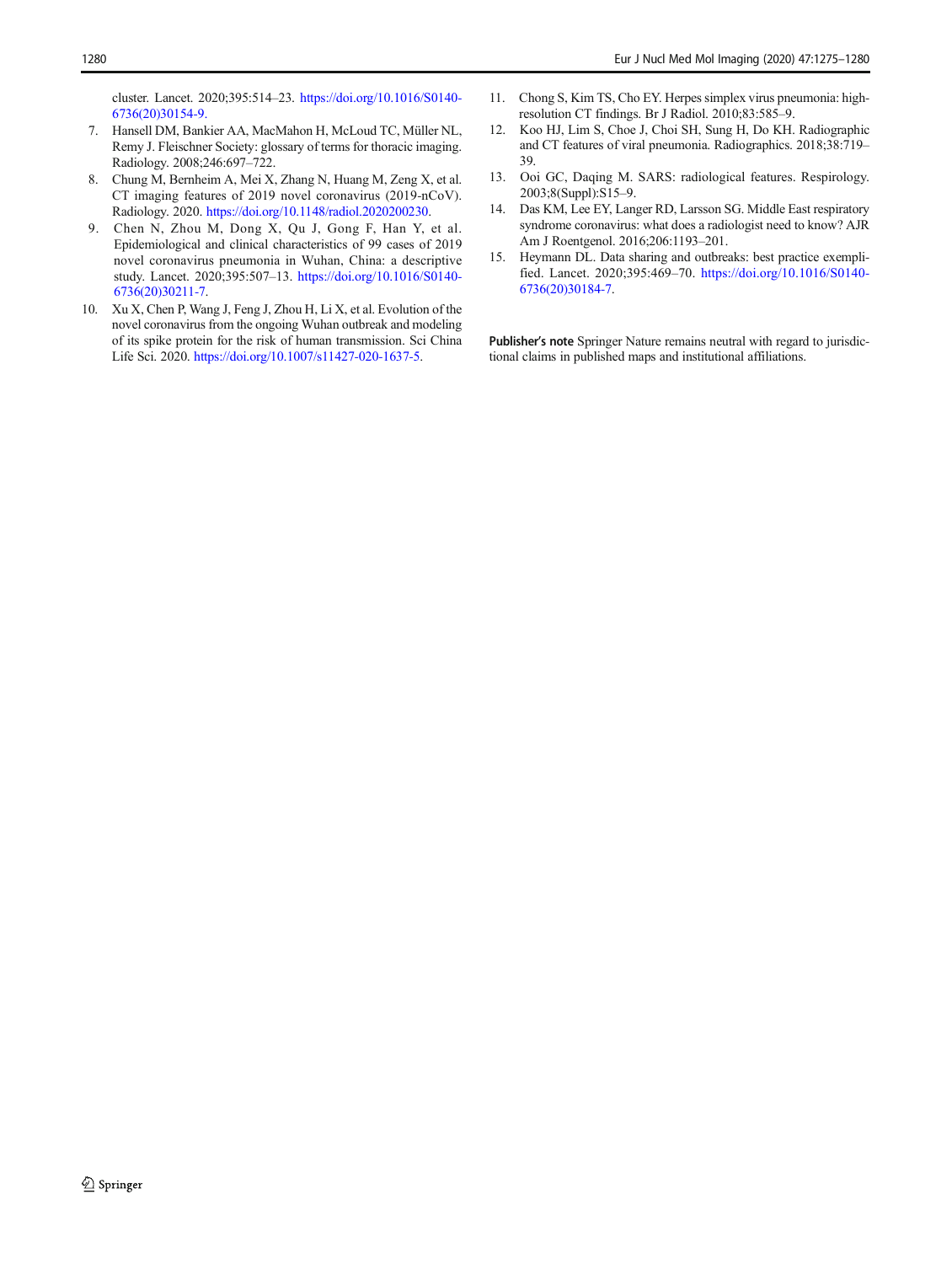cluster. Lancet. 2020;395:514–23. https://doi.org/10.1016/S0140-6736(20)30154-9.

7. Hansell DM, Bankier AA, MacMahon H, McLoud TC, Müller NL, Remy J. Fleischner Society: glossary of terms for thoracic imaging. Radiology. 2008;246:697–722.
8. Chung M, Bernheim A, Mei X, Zhang N, Huang M, Zeng X, et al. CT imaging features of 2019 novel coronavirus (2019-nCoV). Radiology. 2020. https://doi.org/10.1148/radiol.2020200230.
9. Chen N, Zhou M, Dong X, Qu J, Gong F, Han Y, et al. Epidemiological and clinical characteristics of 99 cases of 2019 novel coronavirus pneumonia in Wuhan, China: a descriptive study. Lancet. 2020;395:507–13. https://doi.org/10.1016/S0140-6736(20)30211-7.
10. Xu X, Chen P, Wang J, Feng J, Zhou H, Li X, et al. Evolution of the novel coronavirus from the ongoing Wuhan outbreak and modeling of its spike protein for the risk of human transmission. Sci China Life Sci. 2020. https://doi.org/10.1007/s11427-020-1637-5.
11. Chong S, Kim TS, Cho EY. Herpes simplex virus pneumonia: high-resolution CT findings. Br J Radiol. 2010;83:585–9.
12. Koo HJ, Lim S, Choe J, Choi SH, Sung H, Do KH. Radiographic and CT features of viral pneumonia. Radiographics. 2018;38:719–39.
13. Ooi GC, Daqing M. SARS: radiological features. Respirology. 2003;8(Suppl):S15–9.
14. Das KM, Lee EY, Langer RD, Larsson SG. Middle East respiratory syndrome coronavirus: what does a radiologist need to know? AJR Am J Roentgenol. 2016;206:1193–201.
15. Heymann DL. Data sharing and outbreaks: best practice exemplified. Lancet. 2020;395:469–70. https://doi.org/10.1016/S0140-6736(20)30184-7.

**Publisher's note** Springer Nature remains neutral with regard to jurisdictional claims in published maps and institutional affiliations.